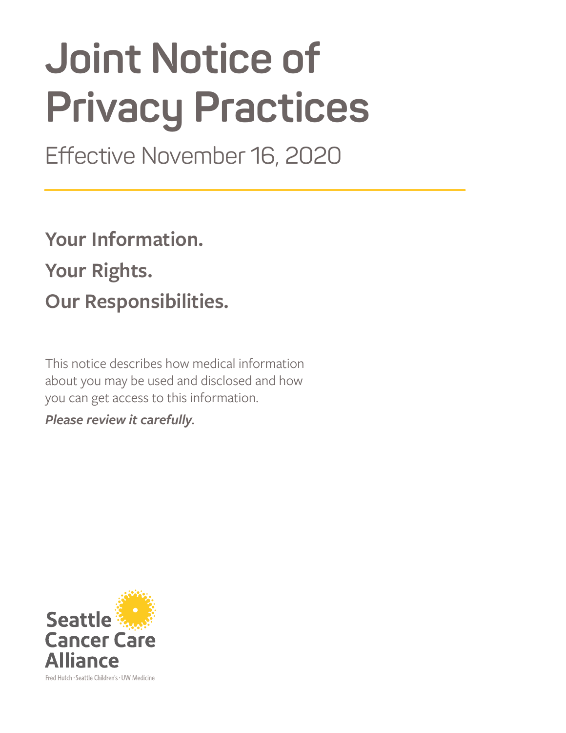# Joint Notice of Privacy Practices

Effective November 16, 2020

---

**Your Information.**

**Your Rights.**

**Our Responsibilities.**

This notice describes how medical information about you may be used and disclosed and how you can get access to this information.

***Please review it carefully.***

Seattle Cancer Care Alliance

Fred Hutch · Seattle Children's · UW Medicine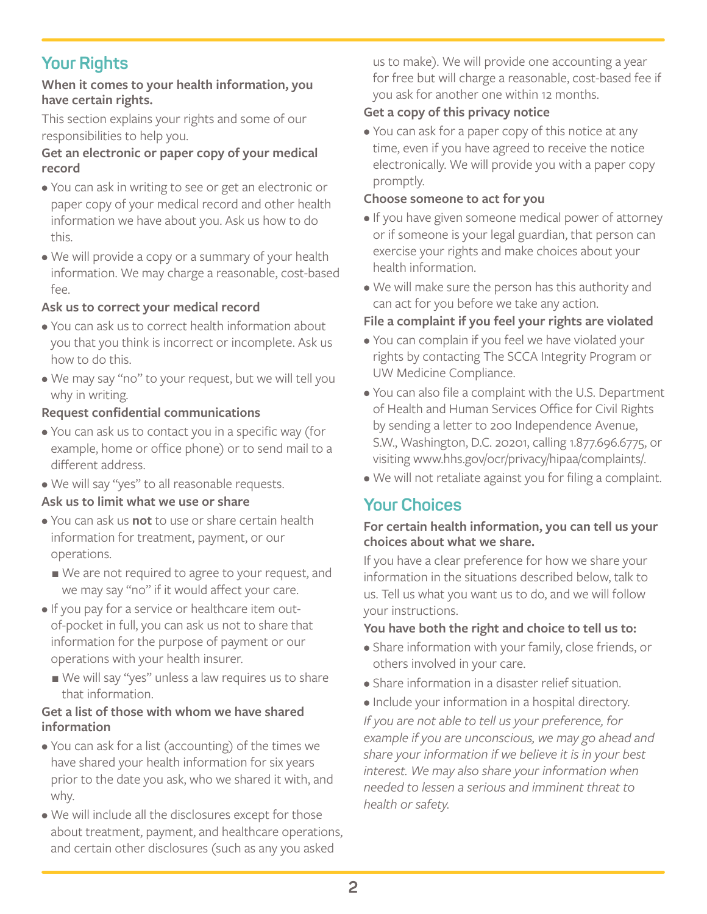## Your Rights

**When it comes to your health information, you have certain rights.**

This section explains your rights and some of our responsibilities to help you.

### Get an electronic or paper copy of your medical record

- You can ask in writing to see or get an electronic or paper copy of your medical record and other health information we have about you. Ask us how to do this.
- We will provide a copy or a summary of your health information. We may charge a reasonable, cost-based fee.

### Ask us to correct your medical record

- You can ask us to correct health information about you that you think is incorrect or incomplete. Ask us how to do this.
- We may say "no" to your request, but we will tell you why in writing.

### Request confidential communications

- You can ask us to contact you in a specific way (for example, home or office phone) or to send mail to a different address.
- We will say "yes" to all reasonable requests.

### Ask us to limit what we use or share

- You can ask us **not** to use or share certain health information for treatment, payment, or our operations.
  - We are not required to agree to your request, and we may say "no" if it would affect your care.
- If you pay for a service or healthcare item out-of-pocket in full, you can ask us not to share that information for the purpose of payment or our operations with your health insurer.
  - We will say "yes" unless a law requires us to share that information.

### Get a list of those with whom we have shared information

- You can ask for a list (accounting) of the times we have shared your health information for six years prior to the date you ask, who we shared it with, and why.
- We will include all the disclosures except for those about treatment, payment, and healthcare operations, and certain other disclosures (such as any you asked us to make). We will provide one accounting a year for free but will charge a reasonable, cost-based fee if you ask for another one within 12 months.

### Get a copy of this privacy notice

- You can ask for a paper copy of this notice at any time, even if you have agreed to receive the notice electronically. We will provide you with a paper copy promptly.

### Choose someone to act for you

- If you have given someone medical power of attorney or if someone is your legal guardian, that person can exercise your rights and make choices about your health information.
- We will make sure the person has this authority and can act for you before we take any action.

### File a complaint if you feel your rights are violated

- You can complain if you feel we have violated your rights by contacting The SCCA Integrity Program or UW Medicine Compliance.
- You can also file a complaint with the U.S. Department of Health and Human Services Office for Civil Rights by sending a letter to 200 Independence Avenue, S.W., Washington, D.C. 20201, calling 1.877.696.6775, or visiting www.hhs.gov/ocr/privacy/hipaa/complaints/.
- We will not retaliate against you for filing a complaint.

## Your Choices

**For certain health information, you can tell us your choices about what we share.**

If you have a clear preference for how we share your information in the situations described below, talk to us. Tell us what you want us to do, and we will follow your instructions.

**You have both the right and choice to tell us to:**

- Share information with your family, close friends, or others involved in your care.
- Share information in a disaster relief situation.
- Include your information in a hospital directory.

*If you are not able to tell us your preference, for example if you are unconscious, we may go ahead and share your information if we believe it is in your best interest. We may also share your information when needed to lessen a serious and imminent threat to health or safety.*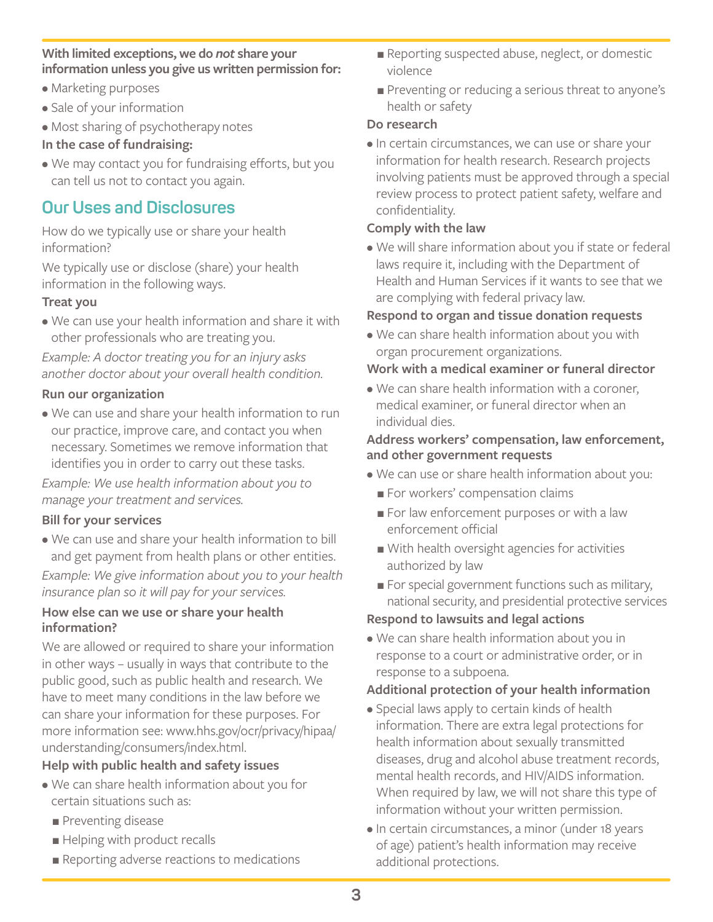**With limited exceptions, we do *not* share your information unless you give us written permission for:**

- Marketing purposes
- Sale of your information
- Most sharing of psychotherapy notes

**In the case of fundraising:**

- We may contact you for fundraising efforts, but you can tell us not to contact you again.

## Our Uses and Disclosures

How do we typically use or share your health information?

We typically use or disclose (share) your health information in the following ways.

**Treat you**

- We can use your health information and share it with other professionals who are treating you.

*Example: A doctor treating you for an injury asks another doctor about your overall health condition.*

**Run our organization**

- We can use and share your health information to run our practice, improve care, and contact you when necessary. Sometimes we remove information that identifies you in order to carry out these tasks.

*Example: We use health information about you to manage your treatment and services.*

**Bill for your services**

- We can use and share your health information to bill and get payment from health plans or other entities.

*Example: We give information about you to your health insurance plan so it will pay for your services.*

**How else can we use or share your health information?**

We are allowed or required to share your information in other ways – usually in ways that contribute to the public good, such as public health and research. We have to meet many conditions in the law before we can share your information for these purposes. For more information see: www.hhs.gov/ocr/privacy/hipaa/understanding/consumers/index.html.

**Help with public health and safety issues**

- We can share health information about you for certain situations such as:
  - Preventing disease
  - Helping with product recalls
  - Reporting adverse reactions to medications
  - Reporting suspected abuse, neglect, or domestic violence
  - Preventing or reducing a serious threat to anyone's health or safety

**Do research**

- In certain circumstances, we can use or share your information for health research. Research projects involving patients must be approved through a special review process to protect patient safety, welfare and confidentiality.

**Comply with the law**

- We will share information about you if state or federal laws require it, including with the Department of Health and Human Services if it wants to see that we are complying with federal privacy law.

**Respond to organ and tissue donation requests**

- We can share health information about you with organ procurement organizations.

**Work with a medical examiner or funeral director**

- We can share health information with a coroner, medical examiner, or funeral director when an individual dies.

**Address workers' compensation, law enforcement, and other government requests**

- We can use or share health information about you:
  - For workers' compensation claims
  - For law enforcement purposes or with a law enforcement official
  - With health oversight agencies for activities authorized by law
  - For special government functions such as military, national security, and presidential protective services

**Respond to lawsuits and legal actions**

- We can share health information about you in response to a court or administrative order, or in response to a subpoena.

**Additional protection of your health information**

- Special laws apply to certain kinds of health information. There are extra legal protections for health information about sexually transmitted diseases, drug and alcohol abuse treatment records, mental health records, and HIV/AIDS information. When required by law, we will not share this type of information without your written permission.
- In certain circumstances, a minor (under 18 years of age) patient's health information may receive additional protections.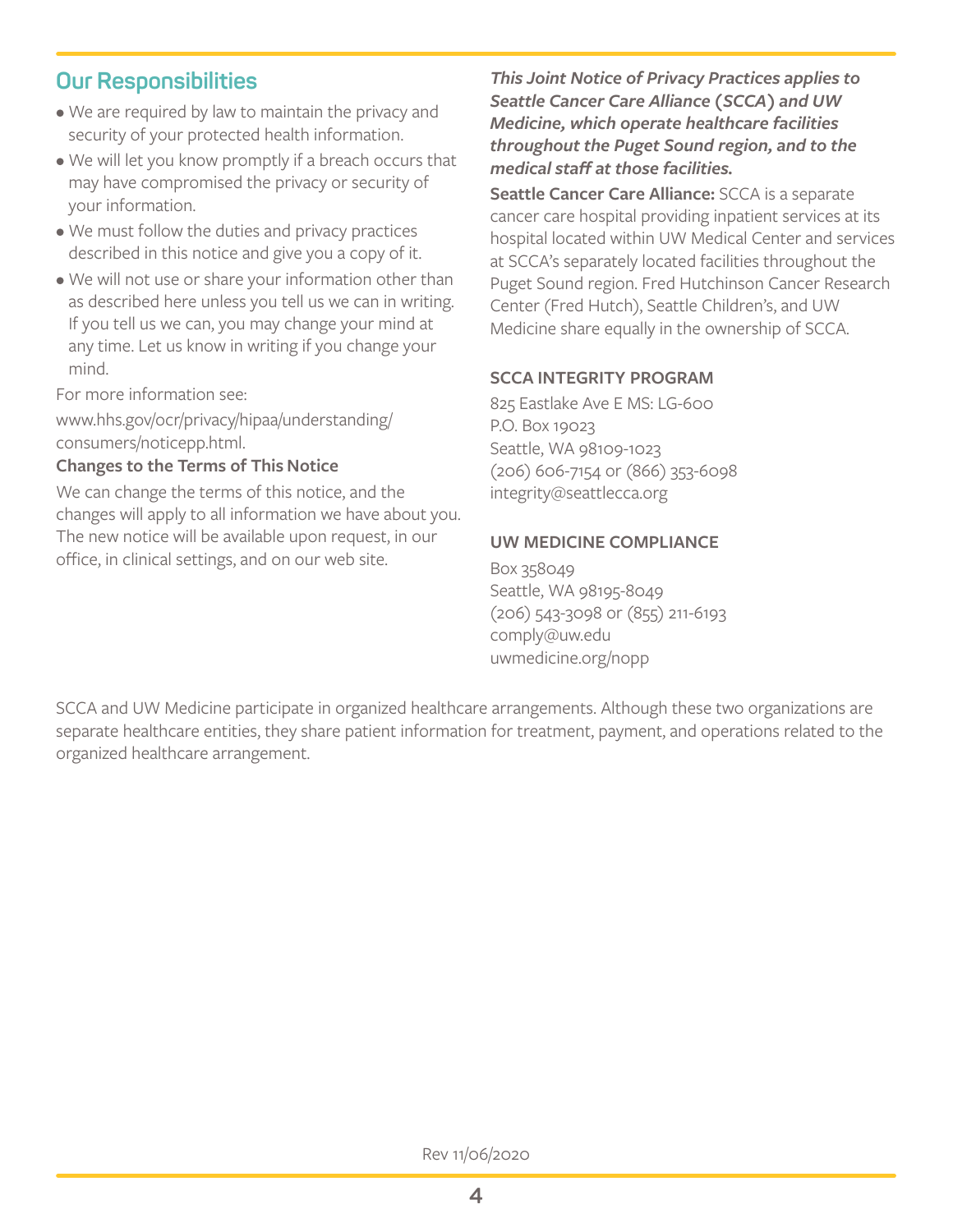## Our Responsibilities

- We are required by law to maintain the privacy and security of your protected health information.
- We will let you know promptly if a breach occurs that may have compromised the privacy or security of your information.
- We must follow the duties and privacy practices described in this notice and give you a copy of it.
- We will not use or share your information other than as described here unless you tell us we can in writing. If you tell us we can, you may change your mind at any time. Let us know in writing if you change your mind.

For more information see:

www.hhs.gov/ocr/privacy/hipaa/understanding/consumers/noticepp.html.

### Changes to the Terms of This Notice

We can change the terms of this notice, and the changes will apply to all information we have about you. The new notice will be available upon request, in our office, in clinical settings, and on our web site.

***This Joint Notice of Privacy Practices applies to Seattle Cancer Care Alliance (SCCA) and UW Medicine, which operate healthcare facilities throughout the Puget Sound region, and to the medical staff at those facilities.***

**Seattle Cancer Care Alliance:** SCCA is a separate cancer care hospital providing inpatient services at its hospital located within UW Medical Center and services at SCCA's separately located facilities throughout the Puget Sound region. Fred Hutchinson Cancer Research Center (Fred Hutch), Seattle Children's, and UW Medicine share equally in the ownership of SCCA.

### SCCA INTEGRITY PROGRAM

825 Eastlake Ave E MS: LG-600
P.O. Box 19023
Seattle, WA 98109-1023
(206) 606-7154 or (866) 353-6098
integrity@seattlecca.org

### UW MEDICINE COMPLIANCE

Box 358049
Seattle, WA 98195-8049
(206) 543-3098 or (855) 211-6193
comply@uw.edu
uwmedicine.org/nopp

SCCA and UW Medicine participate in organized healthcare arrangements. Although these two organizations are separate healthcare entities, they share patient information for treatment, payment, and operations related to the organized healthcare arrangement.

Rev 11/06/2020